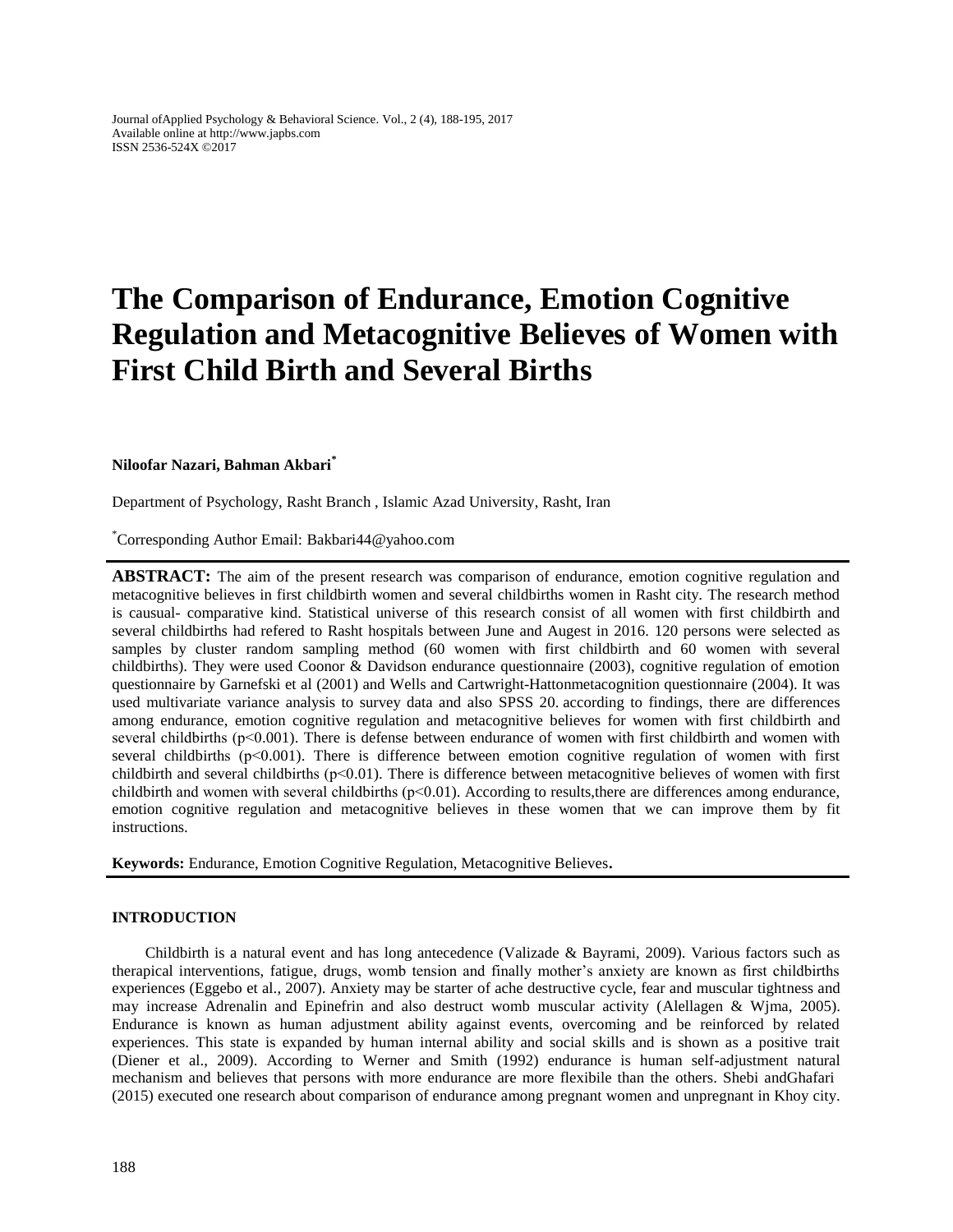# The Comparison of Endurance, Emotion Cognitive Regulation and Metacognitive Believes of Women with First Child Birth and Several Births

**Niloofar Nazari, Bahman Akbari***

Department of Psychology, Rasht Branch , Islamic Azad University, Rasht, Iran

*Corresponding Author Email: Bakbari44@yahoo.com

**ABSTRACT:** The aim of the present research was comparison of endurance, emotion cognitive regulation and metacognitive believes in first childbirth women and several childbirths women in Rasht city. The research method is causual- comparative kind. Statistical universe of this research consist of all women with first childbirth and several childbirths had refered to Rasht hospitals between June and Augest in 2016. 120 persons were selected as samples by cluster random sampling method (60 women with first childbirth and 60 women with several childbirths). They were used Coonor & Davidson endurance questionnaire (2003), cognitive regulation of emotion questionnaire by Garnefski et al (2001) and Wells and Cartwright-Hattonmetacognition questionnaire (2004). It was used multivariate variance analysis to survey data and also SPSS 20. according to findings, there are differences among endurance, emotion cognitive regulation and metacognitive believes for women with first childbirth and several childbirths ($p<0.001$). There is defense between endurance of women with first childbirth and women with several childbirths ($p<0.001$). There is difference between emotion cognitive regulation of women with first childbirth and several childbirths ($p<0.01$). There is difference between metacognitive believes of women with first childbirth and women with several childbirths ($p<0.01$). According to results,there are differences among endurance, emotion cognitive regulation and metacognitive believes in these women that we can improve them by fit instructions.

**Keywords:** Endurance, Emotion Cognitive Regulation, Metacognitive Believes**.**

## INTRODUCTION

Childbirth is a natural event and has long antecedence (Valizade & Bayrami, 2009). Various factors such as therapical interventions, fatigue, drugs, womb tension and finally mother's anxiety are known as first childbirths experiences (Eggebo et al., 2007). Anxiety may be starter of ache destructive cycle, fear and muscular tightness and may increase Adrenalin and Epinefrin and also destruct womb muscular activity (Alellagen & Wjma, 2005). Endurance is known as human adjustment ability against events, overcoming and be reinforced by related experiences. This state is expanded by human internal ability and social skills and is shown as a positive trait (Diener et al., 2009). According to Werner and Smith (1992) endurance is human self-adjustment natural mechanism and believes that persons with more endurance are more flexibile than the others. Shebi andGhafari (2015) executed one research about comparison of endurance among pregnant women and unpregnant in Khoy city.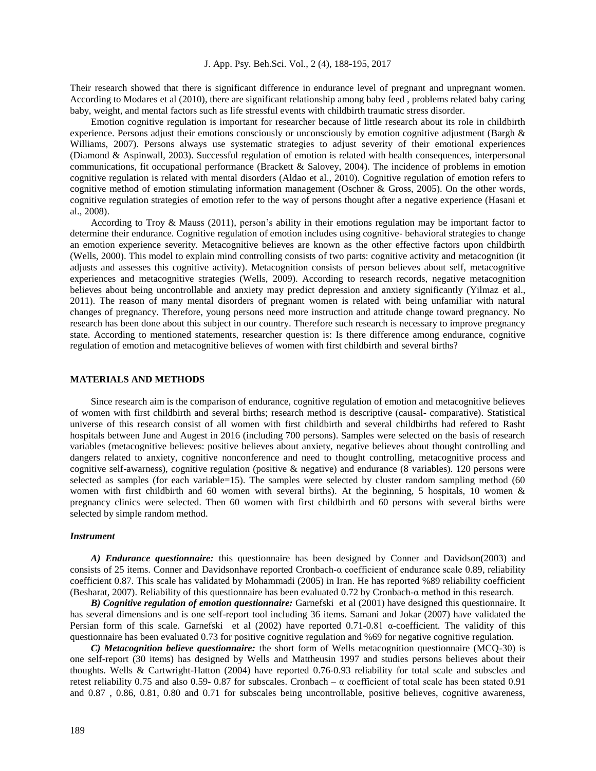Their research showed that there is significant difference in endurance level of pregnant and unpregnant women. According to Modares et al (2010), there are significant relationship among baby feed , problems related baby caring baby, weight, and mental factors such as life stressful events with childbirth traumatic stress disorder.

Emotion cognitive regulation is important for researcher because of little research about its role in childbirth experience. Persons adjust their emotions consciously or unconsciously by emotion cognitive adjustment (Bargh & Williams, 2007). Persons always use systematic strategies to adjust severity of their emotional experiences (Diamond & Aspinwall, 2003). Successful regulation of emotion is related with health consequences, interpersonal communications, fit occupational performance (Brackett & Salovey, 2004). The incidence of problems in emotion cognitive regulation is related with mental disorders (Aldao et al., 2010). Cognitive regulation of emotion refers to cognitive method of emotion stimulating information management (Oschner & Gross, 2005). On the other words, cognitive regulation strategies of emotion refer to the way of persons thought after a negative experience (Hasani et al., 2008).

According to Troy & Mauss (2011), person's ability in their emotions regulation may be important factor to determine their endurance. Cognitive regulation of emotion includes using cognitive- behavioral strategies to change an emotion experience severity. Metacognitive believes are known as the other effective factors upon childbirth (Wells, 2000). This model to explain mind controlling consists of two parts: cognitive activity and metacognition (it adjusts and assesses this cognitive activity). Metacognition consists of person believes about self, metacognitive experiences and metacognitive strategies (Wells, 2009). According to research records, negative metacognition believes about being uncontrollable and anxiety may predict depression and anxiety significantly (Yilmaz et al., 2011). The reason of many mental disorders of pregnant women is related with being unfamiliar with natural changes of pregnancy. Therefore, young persons need more instruction and attitude change toward pregnancy. No research has been done about this subject in our country. Therefore such research is necessary to improve pregnancy state. According to mentioned statements, researcher question is: Is there difference among endurance, cognitive regulation of emotion and metacognitive believes of women with first childbirth and several births?

## MATERIALS AND METHODS

Since research aim is the comparison of endurance, cognitive regulation of emotion and metacognitive believes of women with first childbirth and several births; research method is descriptive (causal- comparative). Statistical universe of this research consist of all women with first childbirth and several childbirths had refered to Rasht hospitals between June and Augest in 2016 (including 700 persons). Samples were selected on the basis of research variables (metacognitive believes: positive believes about anxiety, negative believes about thought controlling and dangers related to anxiety, cognitive nonconference and need to thought controlling, metacognitive process and cognitive self-awarness), cognitive regulation (positive & negative) and endurance (8 variables). 120 persons were selected as samples (for each variable=15). The samples were selected by cluster random sampling method (60 women with first childbirth and 60 women with several births). At the beginning, 5 hospitals, 10 women & pregnancy clinics were selected. Then 60 women with first childbirth and 60 persons with several births were selected by simple random method.

### *Instrument*

***A) Endurance questionnaire:*** this questionnaire has been designed by Conner and Davidson(2003) and consists of 25 items. Conner and Davidsonhave reported Cronbach-α coefficient of endurance scale 0.89, reliability coefficient 0.87. This scale has validated by Mohammadi (2005) in Iran. He has reported %89 reliability coefficient (Besharat, 2007). Reliability of this questionnaire has been evaluated 0.72 by Cronbach-α method in this research.

***B) Cognitive regulation of emotion questionnaire:*** Garnefski et al (2001) have designed this questionnaire. It has several dimensions and is one self-report tool including 36 items. Samani and Jokar (2007) have validated the Persian form of this scale. Garnefski et al (2002) have reported 0.71-0.81 α-coefficient. The validity of this questionnaire has been evaluated 0.73 for positive cognitive regulation and %69 for negative cognitive regulation.

***C) Metacognition believe questionnaire:*** the short form of Wells metacognition questionnaire (MCQ-30) is one self-report (30 items) has designed by Wells and Mattheusin 1997 and studies persons believes about their thoughts. Wells & Cartwright-Hatton (2004) have reported 0.76-0.93 reliability for total scale and subscles and retest reliability 0.75 and also 0.59- 0.87 for subscales. Cronbach – α coefficient of total scale has been stated 0.91 and 0.87 , 0.86, 0.81, 0.80 and 0.71 for subscales being uncontrollable, positive believes, cognitive awareness,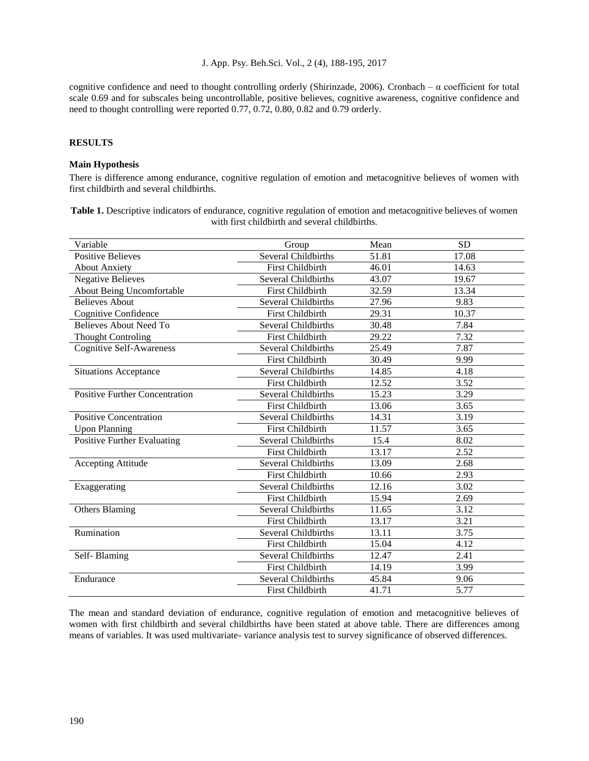cognitive confidence and need to thought controlling orderly (Shirinzade, 2006). Cronbach – α coefficient for total scale 0.69 and for subscales being uncontrollable, positive believes, cognitive awareness, cognitive confidence and need to thought controlling were reported 0.77, 0.72, 0.80, 0.82 and 0.79 orderly.

## RESULTS

### Main Hypothesis

There is difference among endurance, cognitive regulation of emotion and metacognitive believes of women with first childbirth and several childbirths.

**Table 1.** Descriptive indicators of endurance, cognitive regulation of emotion and metacognitive believes of women with first childbirth and several childbirths.

| Variable | Group | Mean | SD |
|---|---|---|---|
| Positive Believes About Anxiety | Several Childbirths | 51.81 | 17.08 |
| | First Childbirth | 46.01 | 14.63 |
| Negative Believes About Being Uncomfortable | Several Childbirths | 43.07 | 19.67 |
| | First Childbirth | 32.59 | 13.34 |
| Believes About Cognitive Confidence | Several Childbirths | 27.96 | 9.83 |
| | First Childbirth | 29.31 | 10.37 |
| Believes About Need To Thought Controling | Several Childbirths | 30.48 | 7.84 |
| | First Childbirth | 29.22 | 7.32 |
| Cognitive Self-Awareness | Several Childbirths | 25.49 | 7.87 |
| | First Childbirth | 30.49 | 9.99 |
| Situations Acceptance | Several Childbirths | 14.85 | 4.18 |
| | First Childbirth | 12.52 | 3.52 |
| Positive Further Concentration | Several Childbirths | 15.23 | 3.29 |
| | First Childbirth | 13.06 | 3.65 |
| Positive Concentration Upon Planning | Several Childbirths | 14.31 | 3.19 |
| | First Childbirth | 11.57 | 3.65 |
| Positive Further Evaluating | Several Childbirths | 15.4 | 8.02 |
| | First Childbirth | 13.17 | 2.52 |
| Accepting Attitude | Several Childbirths | 13.09 | 2.68 |
| | First Childbirth | 10.66 | 2.93 |
| Exaggerating | Several Childbirths | 12.16 | 3.02 |
| | First Childbirth | 15.94 | 2.69 |
| Others Blaming | Several Childbirths | 11.65 | 3.12 |
| | First Childbirth | 13.17 | 3.21 |
| Rumination | Several Childbirths | 13.11 | 3.75 |
| | First Childbirth | 15.04 | 4.12 |
| Self- Blaming | Several Childbirths | 12.47 | 2.41 |
| | First Childbirth | 14.19 | 3.99 |
| Endurance | Several Childbirths | 45.84 | 9.06 |
| | First Childbirth | 41.71 | 5.77 |

The mean and standard deviation of endurance, cognitive regulation of emotion and metacognitive believes of women with first childbirth and several childbirths have been stated at above table. There are differences among means of variables. It was used multivariate- variance analysis test to survey significance of observed differences.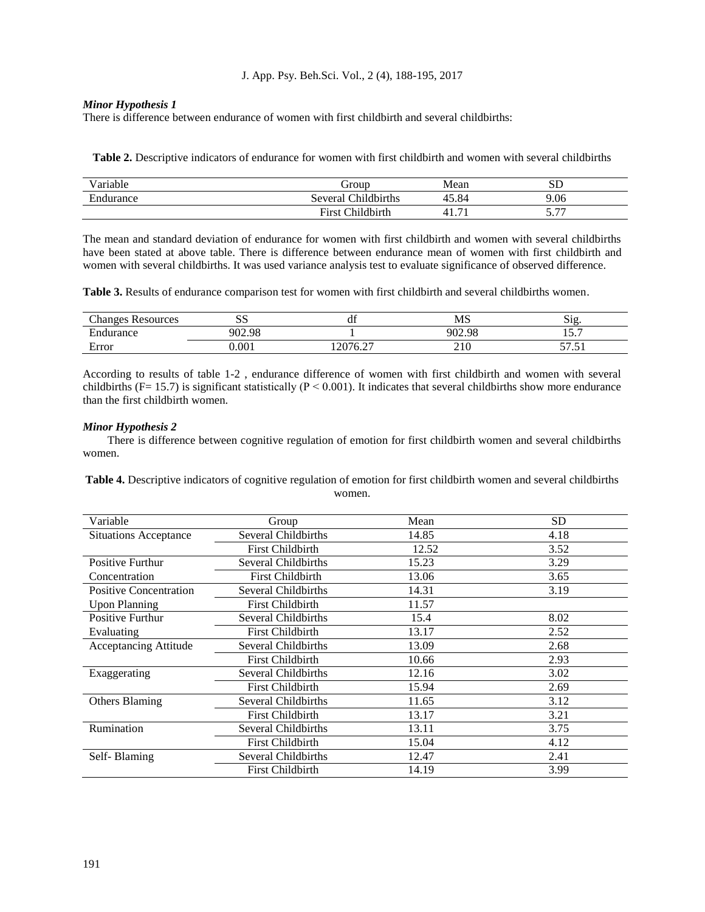### *Minor Hypothesis 1*

There is difference between endurance of women with first childbirth and several childbirths:

**Table 2.** Descriptive indicators of endurance for women with first childbirth and women with several childbirths

| Variable | Group | Mean | SD |
|---|---|---|---|
| Endurance | Several Childbirths | 45.84 | 9.06 |
| | First Childbirth | 41.71 | 5.77 |

The mean and standard deviation of endurance for women with first childbirth and women with several childbirths have been stated at above table. There is difference between endurance mean of women with first childbirth and women with several childbirths. It was used variance analysis test to evaluate significance of observed difference.

**Table 3.** Results of endurance comparison test for women with first childbirth and several childbirths women.

| Changes Resources | SS | df | MS | Sig. |
|---|---|---|---|---|
| Endurance | 902.98 | 1 | 902.98 | 15.7 |
| Error | 0.001 | 12076.27 | 210 | 57.51 |

According to results of table 1-2 , endurance difference of women with first childbirth and women with several childbirths ($F = 15.7$) is significant statistically ($P < 0.001$). It indicates that several childbirths show more endurance than the first childbirth women.

### *Minor Hypothesis 2*

There is difference between cognitive regulation of emotion for first childbirth women and several childbirths women.

**Table 4.** Descriptive indicators of cognitive regulation of emotion for first childbirth women and several childbirths women.

| Variable | Group | Mean | SD |
|---|---|---|---|
| Situations Acceptance | Several Childbirths | 14.85 | 4.18 |
| | First Childbirth | 12.52 | 3.52 |
| Positive Furthur Concentration | Several Childbirths | 15.23 | 3.29 |
| | First Childbirth | 13.06 | 3.65 |
| Positive Concentration Upon Planning | Several Childbirths | 14.31 | 3.19 |
| | First Childbirth | 11.57 | |
| Positive Furthur Evaluating | Several Childbirths | 15.4 | 8.02 |
| | First Childbirth | 13.17 | 2.52 |
| Acceptancing Attitude | Several Childbirths | 13.09 | 2.68 |
| | First Childbirth | 10.66 | 2.93 |
| Exaggerating | Several Childbirths | 12.16 | 3.02 |
| | First Childbirth | 15.94 | 2.69 |
| Others Blaming | Several Childbirths | 11.65 | 3.12 |
| | First Childbirth | 13.17 | 3.21 |
| Rumination | Several Childbirths | 13.11 | 3.75 |
| | First Childbirth | 15.04 | 4.12 |
| Self- Blaming | Several Childbirths | 12.47 | 2.41 |
| | First Childbirth | 14.19 | 3.99 |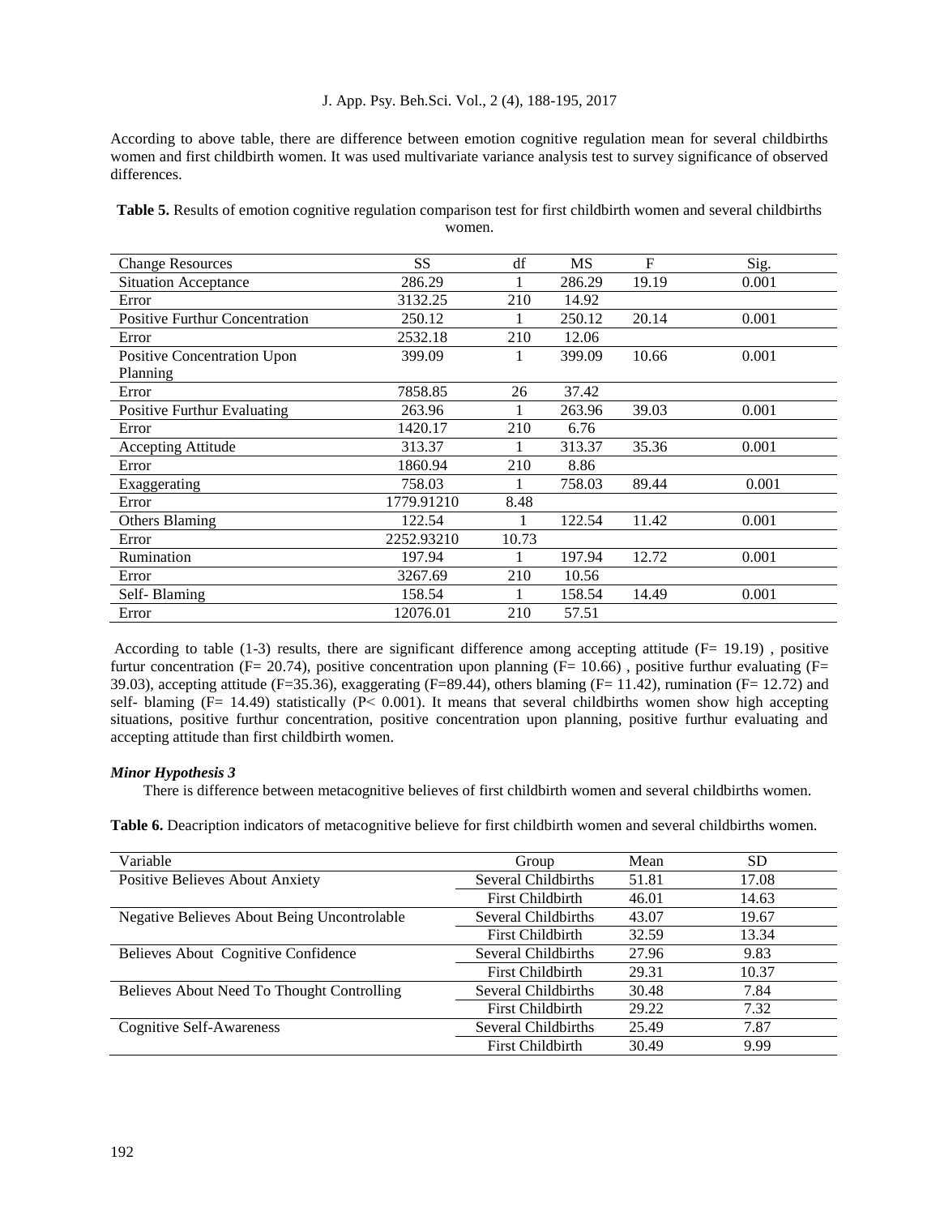According to above table, there are difference between emotion cognitive regulation mean for several childbirths women and first childbirth women. It was used multivariate variance analysis test to survey significance of observed differences.

**Table 5.** Results of emotion cognitive regulation comparison test for first childbirth women and several childbirths women.

| Change Resources | SS | df | MS | F | Sig. |
|---|---|---|---|---|---|
| Situation Acceptance | 286.29 | 1 | 286.29 | 19.19 | 0.001 |
| Error | 3132.25 | 210 | 14.92 | | |
| Positive Furthur Concentration | 250.12 | 1 | 250.12 | 20.14 | 0.001 |
| Error | 2532.18 | 210 | 12.06 | | |
| Positive Concentration Upon Planning | 399.09 | 1 | 399.09 | 10.66 | 0.001 |
| Error | 7858.85 | 26 | 37.42 | | |
| Positive Furthur Evaluating | 263.96 | 1 | 263.96 | 39.03 | 0.001 |
| Error | 1420.17 | 210 | 6.76 | | |
| Accepting Attitude | 313.37 | 1 | 313.37 | 35.36 | 0.001 |
| Error | 1860.94 | 210 | 8.86 | | |
| Exaggerating | 758.03 | 1 | 758.03 | 89.44 | 0.001 |
| Error | 1779.91210 | 8.48 | | | |
| Others Blaming | 122.54 | 1 | 122.54 | 11.42 | 0.001 |
| Error | 2252.93210 | 10.73 | | | |
| Rumination | 197.94 | 1 | 197.94 | 12.72 | 0.001 |
| Error | 3267.69 | 210 | 10.56 | | |
| Self- Blaming | 158.54 | 1 | 158.54 | 14.49 | 0.001 |
| Error | 12076.01 | 210 | 57.51 | | |

According to table (1-3) results, there are significant difference among accepting attitude ($F= 19.19$) , positive furtur concentration ($F= 20.74$), positive concentration upon planning ($F= 10.66$) , positive furthur evaluating ($F= 39.03$), accepting attitude ($F=35.36$), exaggerating ($F=89.44$), others blaming ($F= 11.42$), rumination ($F= 12.72$) and self- blaming ($F= 14.49$) statistically ($P< 0.001$). It means that several childbirths women show high accepting situations, positive furthur concentration, positive concentration upon planning, positive furthur evaluating and accepting attitude than first childbirth women.

***Minor Hypothesis 3***

There is difference between metacognitive believes of first childbirth women and several childbirths women.

**Table 6.** Deacription indicators of metacognitive believe for first childbirth women and several childbirths women.

| Variable | Group | Mean | SD |
|---|---|---|---|
| Positive Believes About Anxiety | Several Childbirths | 51.81 | 17.08 |
| | First Childbirth | 46.01 | 14.63 |
| Negative Believes About Being Uncontrolable | Several Childbirths | 43.07 | 19.67 |
| | First Childbirth | 32.59 | 13.34 |
| Believes About Cognitive Confidence | Several Childbirths | 27.96 | 9.83 |
| | First Childbirth | 29.31 | 10.37 |
| Believes About Need To Thought Controlling | Several Childbirths | 30.48 | 7.84 |
| | First Childbirth | 29.22 | 7.32 |
| Cognitive Self-Awareness | Several Childbirths | 25.49 | 7.87 |
| | First Childbirth | 30.49 | 9.99 |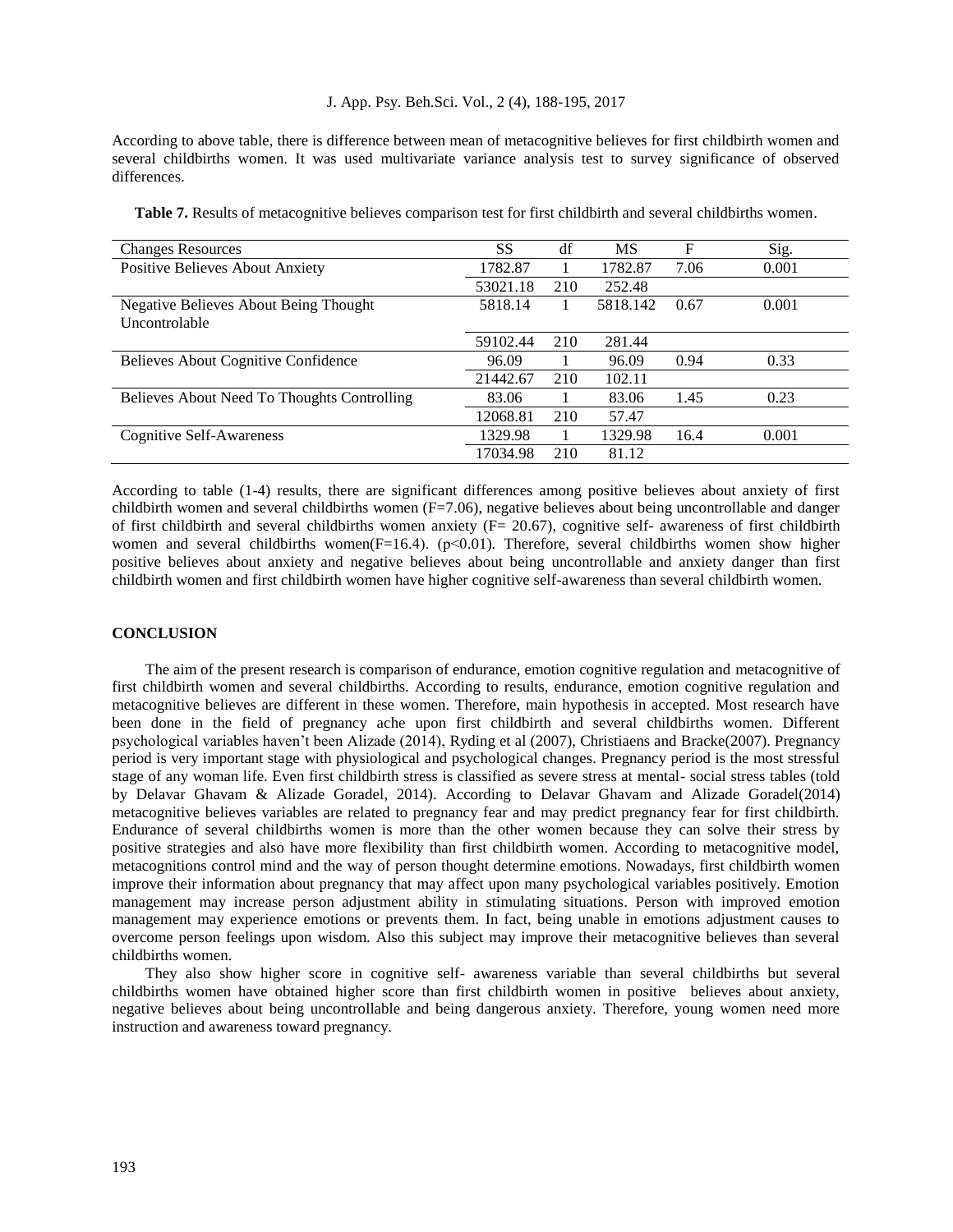According to above table, there is difference between mean of metacognitive believes for first childbirth women and several childbirths women. It was used multivariate variance analysis test to survey significance of observed differences.

**Table 7.** Results of metacognitive believes comparison test for first childbirth and several childbirths women.

| Changes Resources | SS | df | MS | F | Sig. |
|---|---|---|---|---|---|
| Positive Believes About Anxiety | 1782.87 | 1 | 1782.87 | 7.06 | 0.001 |
| | 53021.18 | 210 | 252.48 | | |
| Negative Believes About Being Thought Uncontrolable | 5818.14 | 1 | 5818.142 | 0.67 | 0.001 |
| | 59102.44 | 210 | 281.44 | | |
| Believes About Cognitive Confidence | 96.09 | 1 | 96.09 | 0.94 | 0.33 |
| | 21442.67 | 210 | 102.11 | | |
| Believes About Need To Thoughts Controlling | 83.06 | 1 | 83.06 | 1.45 | 0.23 |
| | 12068.81 | 210 | 57.47 | | |
| Cognitive Self-Awareness | 1329.98 | 1 | 1329.98 | 16.4 | 0.001 |
| | 17034.98 | 210 | 81.12 | | |

According to table (1-4) results, there are significant differences among positive believes about anxiety of first childbirth women and several childbirths women ($F=7.06$), negative believes about being uncontrollable and danger of first childbirth and several childbirths women anxiety ($F= 20.67$), cognitive self- awareness of first childbirth women and several childbirths women($F=16.4$). ($p<0.01$). Therefore, several childbirths women show higher positive believes about anxiety and negative believes about being uncontrollable and anxiety danger than first childbirth women and first childbirth women have higher cognitive self-awareness than several childbirth women.

## CONCLUSION

The aim of the present research is comparison of endurance, emotion cognitive regulation and metacognitive of first childbirth women and several childbirths. According to results, endurance, emotion cognitive regulation and metacognitive believes are different in these women. Therefore, main hypothesis in accepted. Most research have been done in the field of pregnancy ache upon first childbirth and several childbirths women. Different psychological variables haven't been Alizade (2014), Ryding et al (2007), Christiaens and Bracke(2007). Pregnancy period is very important stage with physiological and psychological changes. Pregnancy period is the most stressful stage of any woman life. Even first childbirth stress is classified as severe stress at mental- social stress tables (told by Delavar Ghavam & Alizade Goradel, 2014). According to Delavar Ghavam and Alizade Goradel(2014) metacognitive believes variables are related to pregnancy fear and may predict pregnancy fear for first childbirth. Endurance of several childbirths women is more than the other women because they can solve their stress by positive strategies and also have more flexibility than first childbirth women. According to metacognitive model, metacognitions control mind and the way of person thought determine emotions. Nowadays, first childbirth women improve their information about pregnancy that may affect upon many psychological variables positively. Emotion management may increase person adjustment ability in stimulating situations. Person with improved emotion management may experience emotions or prevents them. In fact, being unable in emotions adjustment causes to overcome person feelings upon wisdom. Also this subject may improve their metacognitive believes than several childbirths women.

They also show higher score in cognitive self- awareness variable than several childbirths but several childbirths women have obtained higher score than first childbirth women in positive believes about anxiety, negative believes about being uncontrollable and being dangerous anxiety. Therefore, young women need more instruction and awareness toward pregnancy.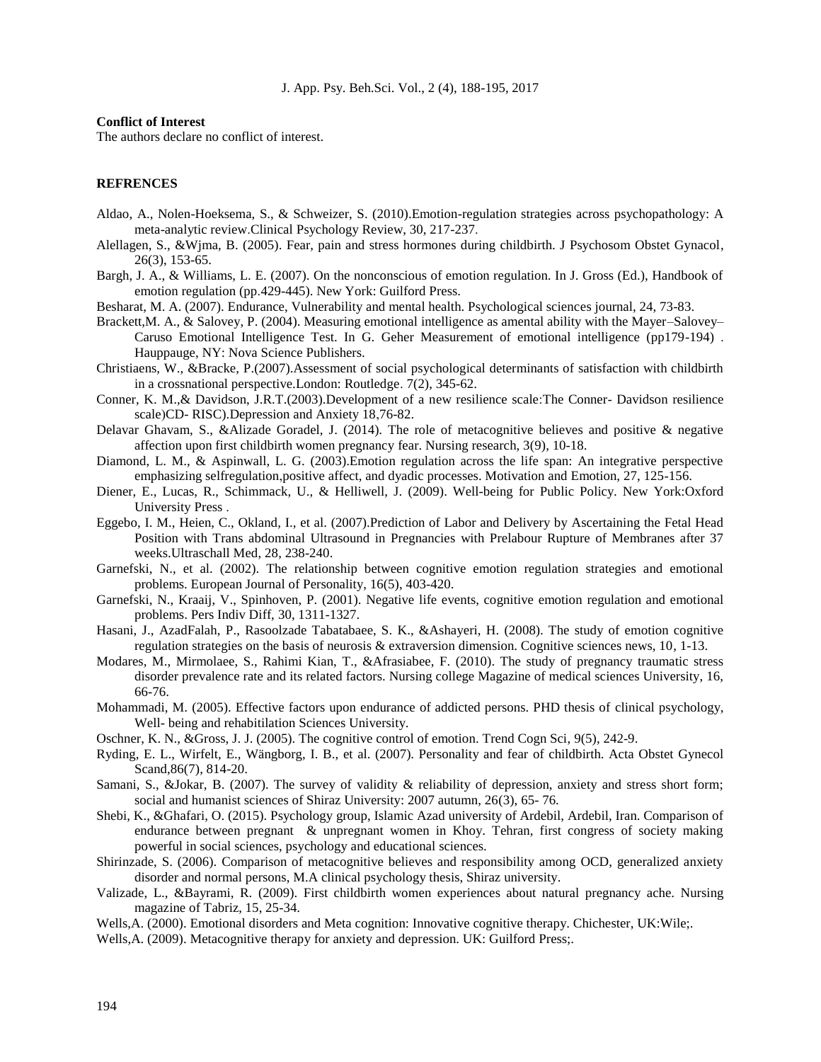**Conflict of Interest**

The authors declare no conflict of interest.

**REFRENCES**

Aldao, A., Nolen-Hoeksema, S., & Schweizer, S. (2010).Emotion-regulation strategies across psychopathology: A meta-analytic review.Clinical Psychology Review, 30, 217-237.

Alellagen, S., &Wjma, B. (2005). Fear, pain and stress hormones during childbirth. J Psychosom Obstet Gynacol, 26(3), 153-65.

Bargh, J. A., & Williams, L. E. (2007). On the nonconscious of emotion regulation. In J. Gross (Ed.), Handbook of emotion regulation (pp.429-445). New York: Guilford Press.

Besharat, M. A. (2007). Endurance, Vulnerability and mental health. Psychological sciences journal, 24, 73-83.

Brackett,M. A., & Salovey, P. (2004). Measuring emotional intelligence as amental ability with the Mayer–Salovey–Caruso Emotional Intelligence Test. In G. Geher Measurement of emotional intelligence (pp179-194) . Hauppauge, NY: Nova Science Publishers.

Christiaens, W., &Bracke, P.(2007).Assessment of social psychological determinants of satisfaction with childbirth in a crossnational perspective.London: Routledge. 7(2), 345-62.

Conner, K. M.,& Davidson, J.R.T.(2003).Development of a new resilience scale:The Conner- Davidson resilience scale)CD- RISC).Depression and Anxiety 18,76-82.

Delavar Ghavam, S., &Alizade Goradel, J. (2014). The role of metacognitive believes and positive & negative affection upon first childbirth women pregnancy fear. Nursing research, 3(9), 10-18.

Diamond, L. M., & Aspinwall, L. G. (2003).Emotion regulation across the life span: An integrative perspective emphasizing selfregulation,positive affect, and dyadic processes. Motivation and Emotion, 27, 125-156.

Diener, E., Lucas, R., Schimmack, U., & Helliwell, J. (2009). Well-being for Public Policy. New York:Oxford University Press .

Eggebo, I. M., Heien, C., Okland, I., et al. (2007).Prediction of Labor and Delivery by Ascertaining the Fetal Head Position with Trans abdominal Ultrasound in Pregnancies with Prelabour Rupture of Membranes after 37 weeks.Ultraschall Med, 28, 238-240.

Garnefski, N., et al. (2002). The relationship between cognitive emotion regulation strategies and emotional problems. European Journal of Personality, 16(5), 403-420.

Garnefski, N., Kraaij, V., Spinhoven, P. (2001). Negative life events, cognitive emotion regulation and emotional problems. Pers Indiv Diff, 30, 1311-1327.

Hasani, J., AzadFalah, P., Rasoolzade Tabatabaee, S. K., &Ashayeri, H. (2008). The study of emotion cognitive regulation strategies on the basis of neurosis & extraversion dimension. Cognitive sciences news, 10, 1-13.

Modares, M., Mirmolaee, S., Rahimi Kian, T., &Afrasiabee, F. (2010). The study of pregnancy traumatic stress disorder prevalence rate and its related factors. Nursing college Magazine of medical sciences University, 16, 66-76.

Mohammadi, M. (2005). Effective factors upon endurance of addicted persons. PHD thesis of clinical psychology, Well- being and rehabitilation Sciences University.

Oschner, K. N., &Gross, J. J. (2005). The cognitive control of emotion. Trend Cogn Sci, 9(5), 242-9.

Ryding, E. L., Wirfelt, E., Wängborg, I. B., et al. (2007). Personality and fear of childbirth. Acta Obstet Gynecol Scand,86(7), 814-20.

Samani, S., &Jokar, B. (2007). The survey of validity & reliability of depression, anxiety and stress short form; social and humanist sciences of Shiraz University: 2007 autumn, 26(3), 65- 76.

Shebi, K., &Ghafari, O. (2015). Psychology group, Islamic Azad university of Ardebil, Ardebil, Iran. Comparison of endurance between pregnant & unpregnant women in Khoy. Tehran, first congress of society making powerful in social sciences, psychology and educational sciences.

Shirinzade, S. (2006). Comparison of metacognitive believes and responsibility among OCD, generalized anxiety disorder and normal persons, M.A clinical psychology thesis, Shiraz university.

Valizade, L., &Bayrami, R. (2009). First childbirth women experiences about natural pregnancy ache. Nursing magazine of Tabriz, 15, 25-34.

Wells,A. (2000). Emotional disorders and Meta cognition: Innovative cognitive therapy. Chichester, UK:Wile;.

Wells,A. (2009). Metacognitive therapy for anxiety and depression. UK: Guilford Press;.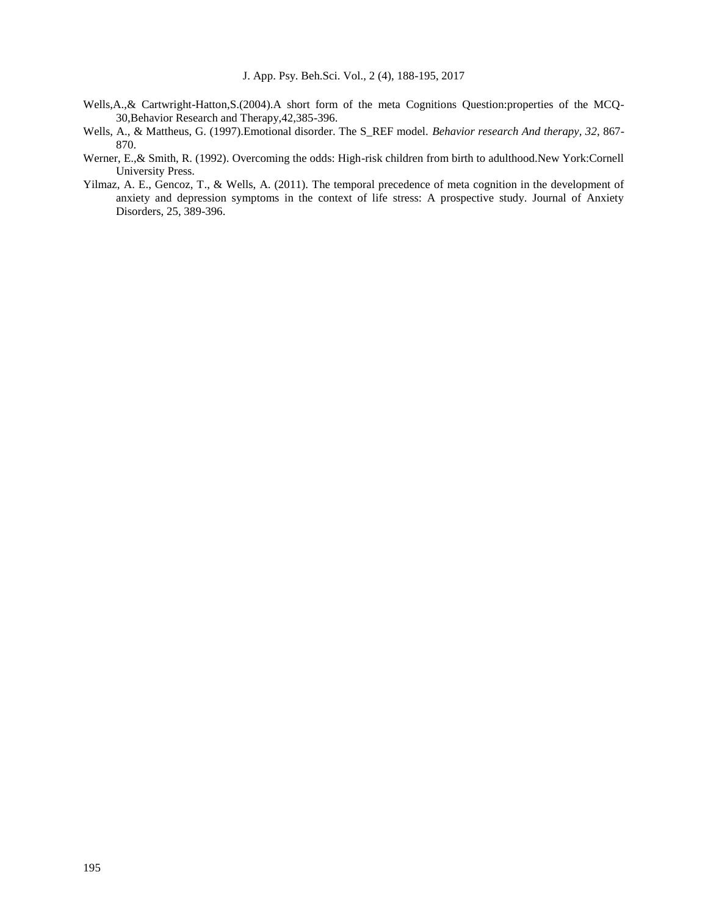Wells,A.,& Cartwright-Hatton,S.(2004).A short form of the meta Cognitions Question:properties of the MCQ-30,Behavior Research and Therapy,42,385-396.

Wells, A., & Mattheus, G. (1997).Emotional disorder. The S_REF model. *Behavior research And therapy, 32*, 867-870.

Werner, E.,& Smith, R. (1992). Overcoming the odds: High-risk children from birth to adulthood.New York:Cornell University Press.

Yilmaz, A. E., Gencoz, T., & Wells, A. (2011). The temporal precedence of meta cognition in the development of anxiety and depression symptoms in the context of life stress: A prospective study. Journal of Anxiety Disorders, 25, 389-396.